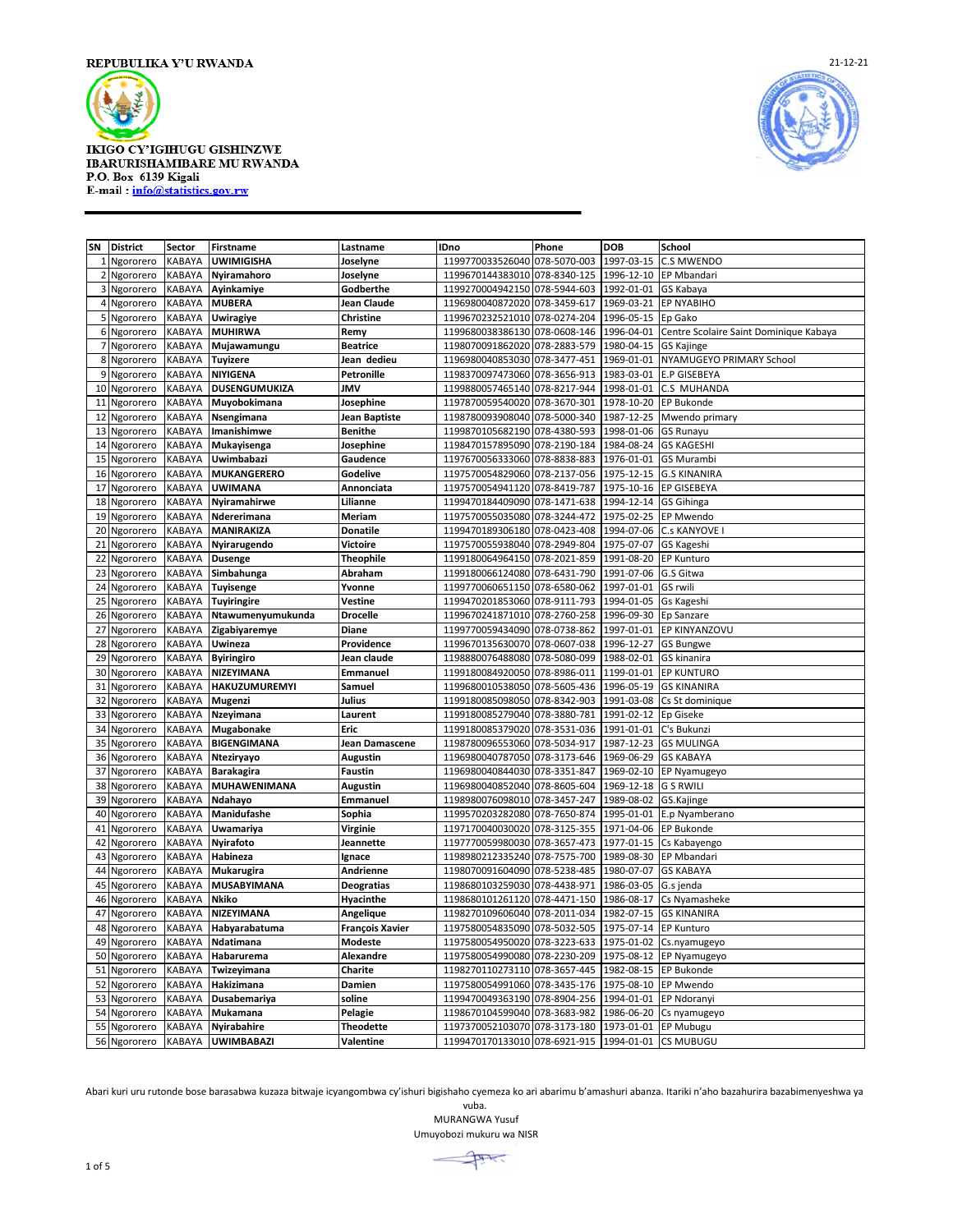REPUBULIKA Y'U RWANDA

21-12-21

IKIGO CY'IGIHUGU GISHINZWE IBARURISHAMIBARE MU RWANDA
P.O. Box 6139 Kigali
E-mail : info@statistics.gov.rw

| SN | District | Sector | Firstname | Lastname | IDno | Phone | DOB | School |
|---|---|---|---|---|---|---|---|---|
| 1 | Ngororero | KABAYA | UWIMIGISHA | Joselyne | 1199770033526040 | 078-5070-003 | 1997-03-15 | C.S MWENDO |
| 2 | Ngororero | KABAYA | Nyiramahoro | Joselyne | 1199670144383010 | 078-8340-125 | 1996-12-10 | EP Mbandari |
| 3 | Ngororero | KABAYA | Ayinkamiye | Godberthe | 1199270004942150 | 078-5944-603 | 1992-01-01 | GS Kabaya |
| 4 | Ngororero | KABAYA | MUBERA | Jean Claude | 1196980040872020 | 078-3459-617 | 1969-03-21 | EP NYABIHO |
| 5 | Ngororero | KABAYA | Uwiragiye | Christine | 1199670232521010 | 078-0274-204 | 1996-05-15 | Ep Gako |
| 6 | Ngororero | KABAYA | MUHIRWA | Remy | 1199680038386130 | 078-0608-146 | 1996-04-01 | Centre Scolaire Saint Dominique Kabaya |
| 7 | Ngororero | KABAYA | Mujawamungu | Beatrice | 1198070091862020 | 078-2883-579 | 1980-04-15 | GS Kajinge |
| 8 | Ngororero | KABAYA | Tuyizere | Jean dedieu | 1196980040853030 | 078-3477-451 | 1969-01-01 | NYAMUGEYO PRIMARY School |
| 9 | Ngororero | KABAYA | NIYIGENA | Petronille | 1198370097473060 | 078-3656-913 | 1983-03-01 | E.P GISEBEYA |
| 10 | Ngororero | KABAYA | DUSENGUMUKIZA | JMV | 1199880057465140 | 078-8217-944 | 1998-01-01 | C.S MUHANDA |
| 11 | Ngororero | KABAYA | Muyobokimana | Josephine | 1197870059540020 | 078-3670-301 | 1978-10-20 | EP Bukonde |
| 12 | Ngororero | KABAYA | Nsengimana | Jean Baptiste | 1198780093908040 | 078-5000-340 | 1987-12-25 | Mwendo primary |
| 13 | Ngororero | KABAYA | Imanishimwe | Benithe | 1199870105682190 | 078-4380-593 | 1998-01-06 | GS Runayu |
| 14 | Ngororero | KABAYA | Mukayisenga | Josephine | 1198470157895090 | 078-2190-184 | 1984-08-24 | GS KAGESHI |
| 15 | Ngororero | KABAYA | Uwimbabazi | Gaudence | 1197670056333060 | 078-8838-883 | 1976-01-01 | GS Murambi |
| 16 | Ngororero | KABAYA | MUKANGERERO | Godelive | 1197570054829060 | 078-2137-056 | 1975-12-15 | G.S KINANIRA |
| 17 | Ngororero | KABAYA | UWIMANA | Annonciata | 1197570054941120 | 078-8419-787 | 1975-10-16 | EP GISEBEYA |
| 18 | Ngororero | KABAYA | Nyiramahirwe | Lilianne | 1199470184409090 | 078-1471-638 | 1994-12-14 | GS Gihinga |
| 19 | Ngororero | KABAYA | Ndererimana | Meriam | 1197570055035080 | 078-3244-472 | 1975-02-25 | EP Mwendo |
| 20 | Ngororero | KABAYA | MANIRAKIZA | Donatile | 1199470189306180 | 078-0423-408 | 1994-07-06 | C.s KANYOVE I |
| 21 | Ngororero | KABAYA | Nyirarugendo | Victoire | 1197570055938040 | 078-2949-804 | 1975-07-07 | GS Kageshi |
| 22 | Ngororero | KABAYA | Dusenge | Theophile | 1199180064964150 | 078-2021-859 | 1991-08-20 | EP Kunturo |
| 23 | Ngororero | KABAYA | Simbahunga | Abraham | 1199180066124080 | 078-6431-790 | 1991-07-06 | G.S Gitwa |
| 24 | Ngororero | KABAYA | Tuyisenge | Yvonne | 1199770060651150 | 078-6580-062 | 1997-01-01 | GS rwili |
| 25 | Ngororero | KABAYA | Tuyiringire | Vestine | 1199470201853060 | 078-9111-793 | 1994-01-05 | Gs Kageshi |
| 26 | Ngororero | KABAYA | Ntawumenyumukunda | Drocelle | 1199670241871010 | 078-2760-258 | 1996-09-30 | Ep Sanzare |
| 27 | Ngororero | KABAYA | Zigabiyaremye | Diane | 1199770059434090 | 078-0738-862 | 1997-01-01 | EP KINYANZOVU |
| 28 | Ngororero | KABAYA | Uwineza | Providence | 1199670135630070 | 078-0607-038 | 1996-12-27 | GS Bungwe |
| 29 | Ngororero | KABAYA | Byiringiro | Jean claude | 1198880076488080 | 078-5080-099 | 1988-02-01 | GS kinanira |
| 30 | Ngororero | KABAYA | NIZEYIMANA | Emmanuel | 1199180084920050 | 078-8986-011 | 1199-01-01 | EP KUNTURO |
| 31 | Ngororero | KABAYA | HAKUZUMUREMYI | Samuel | 1199680010538050 | 078-5605-436 | 1996-05-19 | GS KINANIRA |
| 32 | Ngororero | KABAYA | Mugenzi | Julius | 1199180085098050 | 078-8342-903 | 1991-03-08 | Cs St dominique |
| 33 | Ngororero | KABAYA | Nzeyimana | Laurent | 1199180085279040 | 078-3880-781 | 1991-02-12 | Ep Giseke |
| 34 | Ngororero | KABAYA | Mugabonake | Eric | 1199180085379020 | 078-3531-036 | 1991-01-01 | C's Bukunzi |
| 35 | Ngororero | KABAYA | BIGENGIMANA | Jean Damascene | 1198780096553060 | 078-5034-917 | 1987-12-23 | GS MULINGA |
| 36 | Ngororero | KABAYA | Ntezirayo | Augustin | 1196980040787050 | 078-3173-646 | 1969-06-29 | GS KABAYA |
| 37 | Ngororero | KABAYA | Barakagira | Faustin | 1196980040844030 | 078-3351-847 | 1969-02-10 | EP Nyamugeyo |
| 38 | Ngororero | KABAYA | MUHAWENIMANA | Augustin | 1196980040852040 | 078-8605-604 | 1969-12-18 | G S RWILI |
| 39 | Ngororero | KABAYA | Ndahayo | Emmanuel | 1198980076098010 | 078-3457-247 | 1989-08-02 | GS.Kajinge |
| 40 | Ngororero | KABAYA | Manidufashe | Sophia | 1199570203282080 | 078-7650-874 | 1995-01-01 | E.p Nyamberano |
| 41 | Ngororero | KABAYA | Uwamariya | Virginie | 1197170040030020 | 078-3125-355 | 1971-04-06 | EP Bukonde |
| 42 | Ngororero | KABAYA | Nyirafoto | Jeannette | 1197770059980030 | 078-3657-473 | 1977-01-15 | Cs Kabayengo |
| 43 | Ngororero | KABAYA | Habineza | Ignace | 1198980212335240 | 078-7575-700 | 1989-08-30 | EP Mbandari |
| 44 | Ngororero | KABAYA | Mukarugira | Andrienne | 1198070091604090 | 078-5238-485 | 1980-07-07 | GS KABAYA |
| 45 | Ngororero | KABAYA | MUSABYIMANA | Deogratias | 1198680103259030 | 078-4438-971 | 1986-03-05 | G.s jenda |
| 46 | Ngororero | KABAYA | Nkiko | Hyacinthe | 1198680101261120 | 078-4471-150 | 1986-08-17 | Cs Nyamasheke |
| 47 | Ngororero | KABAYA | NIZEYIMANA | Angelique | 1198270109606040 | 078-2011-034 | 1982-07-15 | GS KINANIRA |
| 48 | Ngororero | KABAYA | Habyarabatuma | François Xavier | 1197580054835090 | 078-5032-505 | 1975-07-14 | EP Kunturo |
| 49 | Ngororero | KABAYA | Ndatimana | Modeste | 1197580054950020 | 078-3223-633 | 1975-01-02 | Cs.nyamugeyo |
| 50 | Ngororero | KABAYA | Habarurema | Alexandre | 1197580054990080 | 078-2230-209 | 1975-08-12 | EP Nyamugeyo |
| 51 | Ngororero | KABAYA | Twizeyimana | Charite | 1198270110273110 | 078-3657-445 | 1982-08-15 | EP Bukonde |
| 52 | Ngororero | KABAYA | Hakizimana | Damien | 1197580054991060 | 078-3435-176 | 1975-08-10 | EP Mwendo |
| 53 | Ngororero | KABAYA | Dusabemariya | soline | 1199470049363190 | 078-8904-256 | 1994-01-01 | EP Ndoranyi |
| 54 | Ngororero | KABAYA | Mukamana | Pelagie | 1198670104599040 | 078-3683-982 | 1986-06-20 | Cs nyamugeyo |
| 55 | Ngororero | KABAYA | Nyirabahire | Theodette | 1197370052103070 | 078-3173-180 | 1973-01-01 | EP Mubugu |
| 56 | Ngororero | KABAYA | UWIMBABAZI | Valentine | 1199470170133010 | 078-6921-915 | 1994-01-01 | CS MUBUGU |

Abari kuri uru rutonde bose barasabwa kuzaza bitwaje icyangombwa cy'ishuri bigishaho cyemeza ko ari abarimu b'amashuri abanza. Itariki n'aho bazahurira bazabimenyeshwa ya vuba.

MURANGWA Yusuf
Umuyobozi mukuru wa NISR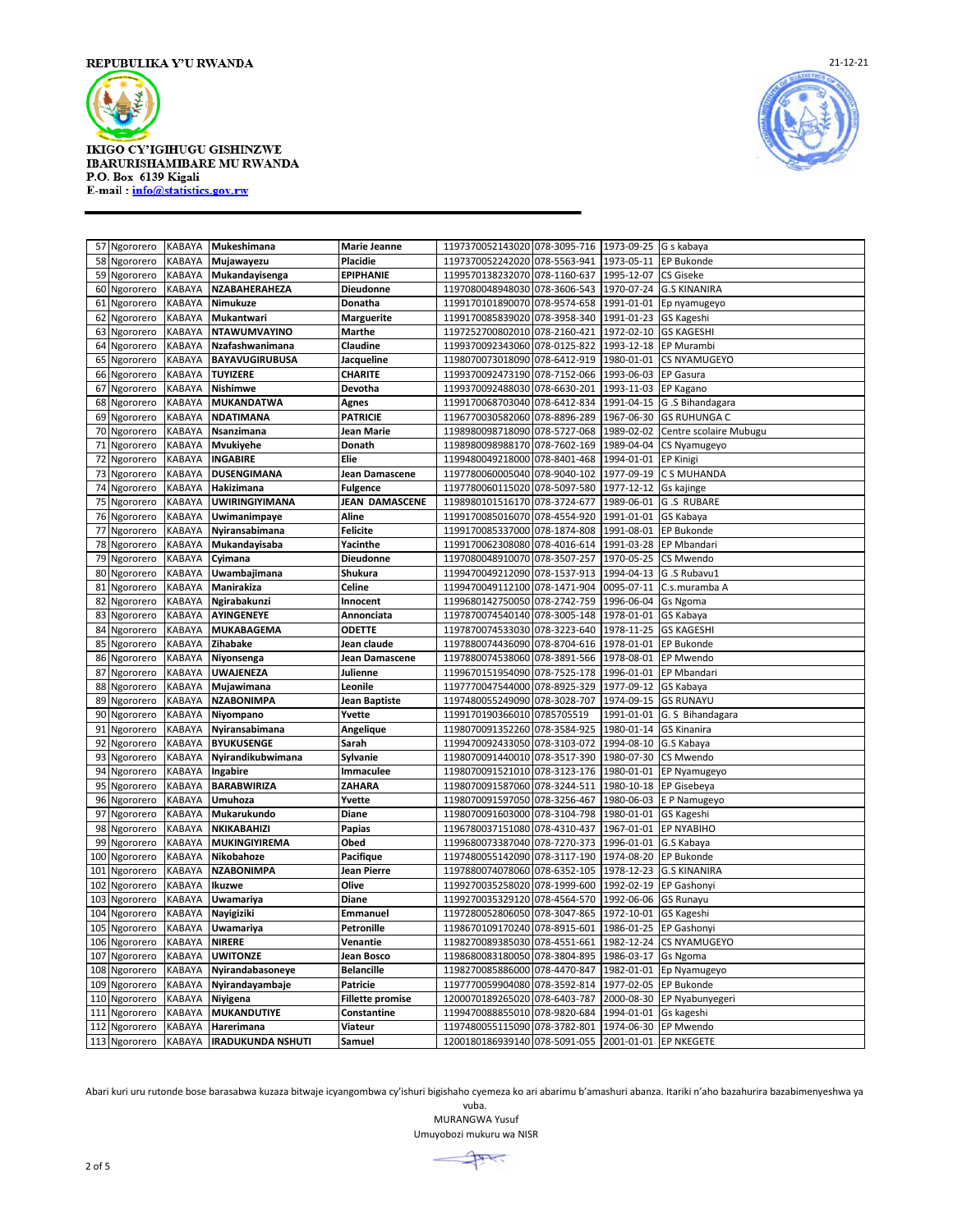REPUBULIKA Y'U RWANDA

IKIGO CY'IGIHUGU GISHINZWE IBARURISHAMIBARE MU RWANDA
P.O. Box 6139 Kigali
E-mail : info@statistics.gov.rw

21-12-21

| | | | | | | | | |
|---|---|---|---|---|---|---|---|---|
| 57 | Ngororero | KABAYA | Mukeshimana | Marie Jeanne | 1197370052143020 | 078-3095-716 | 1973-09-25 | G s kabaya |
| 58 | Ngororero | KABAYA | Mujawayezu | Placidie | 1197370052242020 | 078-5563-941 | 1973-05-11 | EP Bukonde |
| 59 | Ngororero | KABAYA | Mukandayisenga | EPIPHANIE | 1199570138232070 | 078-1160-637 | 1995-12-07 | CS Giseke |
| 60 | Ngororero | KABAYA | NZABAHERAHEZA | Dieudonne | 1197080048948030 | 078-3606-543 | 1970-07-24 | G.S KINANIRA |
| 61 | Ngororero | KABAYA | Nimukuze | Donatha | 1199170101890070 | 078-9574-658 | 1991-01-01 | Ep nyamugeyo |
| 62 | Ngororero | KABAYA | Mukantwari | Marguerite | 1199170085839020 | 078-3958-340 | 1991-01-23 | GS Kageshi |
| 63 | Ngororero | KABAYA | NTAWUMVAYINO | Marthe | 1197252700802010 | 078-2160-421 | 1972-02-10 | GS KAGESHI |
| 64 | Ngororero | KABAYA | Nzafashwanimana | Claudine | 1199370092343060 | 078-0125-822 | 1993-12-18 | EP Murambi |
| 65 | Ngororero | KABAYA | BAYAVUGIRUBUSA | Jacqueline | 1198070073018090 | 078-6412-919 | 1980-01-01 | CS NYAMUGEYO |
| 66 | Ngororero | KABAYA | TUYIZERE | CHARITE | 1199370092473190 | 078-7152-066 | 1993-06-03 | EP Gasura |
| 67 | Ngororero | KABAYA | Nishimwe | Devotha | 1199370092488030 | 078-6630-201 | 1993-11-03 | EP Kagano |
| 68 | Ngororero | KABAYA | MUKANDATWA | Agnes | 1199170068703040 | 078-6412-834 | 1991-04-15 | G .S Bihandagara |
| 69 | Ngororero | KABAYA | NDATIMANA | PATRICIE | 1196770030582060 | 078-8896-289 | 1967-06-30 | GS RUHUNGA C |
| 70 | Ngororero | KABAYA | Nsanzimana | Jean Marie | 1198980098718090 | 078-5727-068 | 1989-02-02 | Centre scolaire Mubugu |
| 71 | Ngororero | KABAYA | Mvukiyehe | Donath | 1198980098988170 | 078-7602-169 | 1989-04-04 | CS Nyamugeyo |
| 72 | Ngororero | KABAYA | INGABIRE | Elie | 1199480049218000 | 078-8401-468 | 1994-01-01 | EP Kinigi |
| 73 | Ngororero | KABAYA | DUSENGIMANA | Jean Damascene | 1197780060005040 | 078-9040-102 | 1977-09-19 | C S MUHANDA |
| 74 | Ngororero | KABAYA | Hakizimana | Fulgence | 1197780060115020 | 078-5097-580 | 1977-12-12 | Gs kajinge |
| 75 | Ngororero | KABAYA | UWIRINGIYIMANA | JEAN DAMASCENE | 1198980101516170 | 078-3724-677 | 1989-06-01 | G .S RUBARE |
| 76 | Ngororero | KABAYA | Uwimanimpaye | Aline | 1199170085016070 | 078-4554-920 | 1991-01-01 | GS Kabaya |
| 77 | Ngororero | KABAYA | Nyiransabimana | Felicite | 1199170085337000 | 078-1874-808 | 1991-08-01 | EP Bukonde |
| 78 | Ngororero | KABAYA | Mukandayisaba | Yacinthe | 1199170062308080 | 078-4016-614 | 1991-03-28 | EP Mbandari |
| 79 | Ngororero | KABAYA | Cyimana | Dieudonne | 1197080048910070 | 078-3507-257 | 1970-05-25 | CS Mwendo |
| 80 | Ngororero | KABAYA | Uwambajimana | Shukura | 1199470049212090 | 078-1537-913 | 1994-04-13 | G .S Rubavu1 |
| 81 | Ngororero | KABAYA | Manirakiza | Celine | 1199470049112100 | 078-1471-904 | 0095-07-11 | C.s.muramba A |
| 82 | Ngororero | KABAYA | Ngirabakunzi | Innocent | 1199680142750050 | 078-2742-759 | 1996-06-04 | Gs Ngoma |
| 83 | Ngororero | KABAYA | AYINGENEYE | Annonciata | 1197870074540140 | 078-3005-148 | 1978-01-01 | GS Kabaya |
| 84 | Ngororero | KABAYA | MUKABAGEMA | ODETTE | 1197870074533030 | 078-3223-640 | 1978-11-25 | GS KAGESHI |
| 85 | Ngororero | KABAYA | Zihabake | Jean claude | 1197880074436090 | 078-8704-616 | 1978-01-01 | EP Bukonde |
| 86 | Ngororero | KABAYA | Niyonsenga | Jean Damascene | 1197880074538060 | 078-3891-566 | 1978-08-01 | EP Mwendo |
| 87 | Ngororero | KABAYA | UWAJENEZA | Julienne | 1199670151954090 | 078-7525-178 | 1996-01-01 | EP Mbandari |
| 88 | Ngororero | KABAYA | Mujawimana | Leonile | 1197770047544000 | 078-8925-329 | 1977-09-12 | GS Kabaya |
| 89 | Ngororero | KABAYA | NZABONIMPA | Jean Baptiste | 1197480055249090 | 078-3028-707 | 1974-09-15 | GS RUNAYU |
| 90 | Ngororero | KABAYA | Niyompano | Yvette | 1199170190366010 | 0785705519 | 1991-01-01 | G. S Bihandagara |
| 91 | Ngororero | KABAYA | Nyiransabimana | Angelique | 1198070091352260 | 078-3584-925 | 1980-01-14 | GS Kinanira |
| 92 | Ngororero | KABAYA | BYUKUSENGE | Sarah | 1199470092433050 | 078-3103-072 | 1994-08-10 | G.S Kabaya |
| 93 | Ngororero | KABAYA | Nyirandikubwimana | Sylvanie | 1198070091440010 | 078-3517-390 | 1980-07-30 | CS Mwendo |
| 94 | Ngororero | KABAYA | Ingabire | Immaculee | 1198070091521010 | 078-3123-176 | 1980-01-01 | EP Nyamugeyo |
| 95 | Ngororero | KABAYA | BARABWIRIZA | ZAHARA | 1198070091587060 | 078-3244-511 | 1980-10-18 | EP Gisebeya |
| 96 | Ngororero | KABAYA | Umuhoza | Yvette | 1198070091597050 | 078-3256-467 | 1980-06-03 | E P Namugeyo |
| 97 | Ngororero | KABAYA | Mukarukundo | Diane | 1198070091603000 | 078-3104-798 | 1980-01-01 | GS Kageshi |
| 98 | Ngororero | KABAYA | NKIKABAHIZI | Papias | 1196780037151080 | 078-4310-437 | 1967-01-01 | EP NYABIHO |
| 99 | Ngororero | KABAYA | MUKINGIYIREMA | Obed | 1199680073387040 | 078-7270-373 | 1996-01-01 | G.S Kabaya |
| 100 | Ngororero | KABAYA | Nikobahoze | Pacifique | 1197480055142090 | 078-3117-190 | 1974-08-20 | EP Bukonde |
| 101 | Ngororero | KABAYA | NZABONIMPA | Jean Pierre | 1197880074078060 | 078-6352-105 | 1978-12-23 | G.S KINANIRA |
| 102 | Ngororero | KABAYA | Ikuzwe | Olive | 1199270035258020 | 078-1999-600 | 1992-02-19 | EP Gashonyi |
| 103 | Ngororero | KABAYA | Uwamariya | Diane | 1199270035329120 | 078-4564-570 | 1992-06-06 | GS Runayu |
| 104 | Ngororero | KABAYA | Nayigiziki | Emmanuel | 1197280052806050 | 078-3047-865 | 1972-10-01 | GS Kageshi |
| 105 | Ngororero | KABAYA | Uwamariya | Petronille | 1198670109170240 | 078-8915-601 | 1986-01-25 | EP Gashonyi |
| 106 | Ngororero | KABAYA | NIRERE | Venantie | 1198270089385030 | 078-4551-661 | 1982-12-24 | CS NYAMUGEYO |
| 107 | Ngororero | KABAYA | UWITONZE | Jean Bosco | 1198680083180050 | 078-3804-895 | 1986-03-17 | Gs Ngoma |
| 108 | Ngororero | KABAYA | Nyirandabasoneye | Belancille | 1198270085886000 | 078-4470-847 | 1982-01-01 | Ep Nyamugeyo |
| 109 | Ngororero | KABAYA | Nyirandayambaje | Patricie | 1197770059904080 | 078-3592-814 | 1977-02-05 | EP Bukonde |
| 110 | Ngororero | KABAYA | Niyigena | Fillette promise | 1200070189265020 | 078-6403-787 | 2000-08-30 | EP Nyabunyegeri |
| 111 | Ngororero | KABAYA | MUKANDUTIYE | Constantine | 1199470088855010 | 078-9820-684 | 1994-01-01 | Gs kageshi |
| 112 | Ngororero | KABAYA | Harerimana | Viateur | 1197480055115090 | 078-3782-801 | 1974-06-30 | EP Mwendo |
| 113 | Ngororero | KABAYA | IRADUKUNDA NSHUTI | Samuel | 1200180186939140 | 078-5091-055 | 2001-01-01 | EP NKEGETE |

Abari kuri uru rutonde bose barasabwa kuzaza bitwaje icyangombwa cy'ishuri bigishaho cyemeza ko ari abarimu b'amashuri abanza. Itariki n'aho bazahurira bazabimenyeshwa ya vuba.

MURANGWA Yusuf
Umuyobozi mukuru wa NISR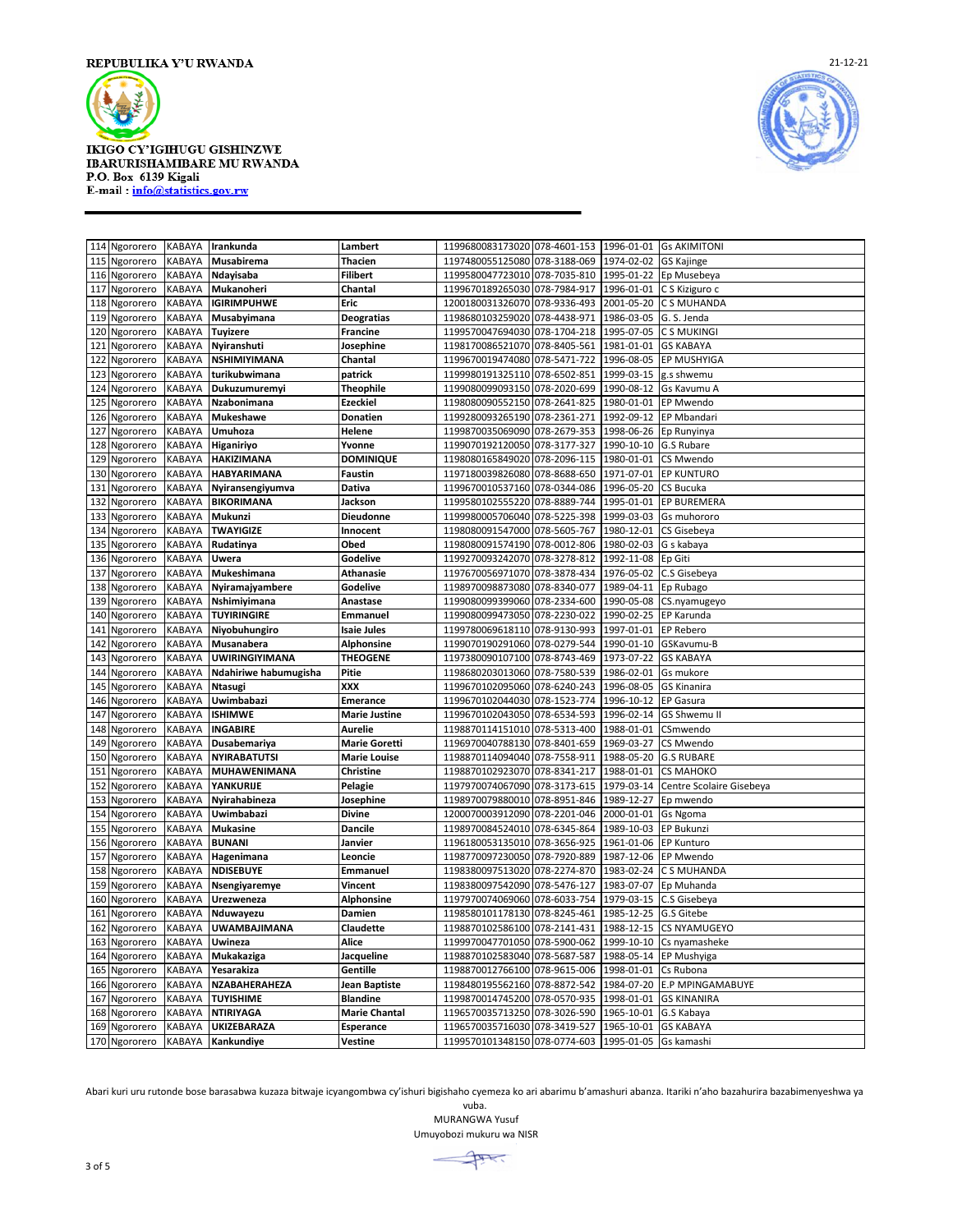**REPUBULIKA Y'U RWANDA**

**IKIGO CY'IGIHUGU GISHINZWE IBARURISHAMIBARE MU RWANDA**
P.O. Box 6139 Kigali
E-mail : info@statistics.gov.rw

21-12-21

| | | | | | | | | |
|---|---|---|---|---|---|---|---|---|
| 114 | Ngororero | KABAYA | **Irankunda** | **Lambert** | 1199680083173020 | 078-4601-153 | 1996-01-01 | Gs AKIMITONI |
| 115 | Ngororero | KABAYA | **Musabirema** | **Thacien** | 1197480055125080 | 078-3188-069 | 1974-02-02 | GS Kajinge |
| 116 | Ngororero | KABAYA | **Ndayisaba** | **Filibert** | 1199580047723010 | 078-7035-810 | 1995-01-22 | Ep Musebeya |
| 117 | Ngororero | KABAYA | **Mukanoheri** | **Chantal** | 1199670189265030 | 078-7984-917 | 1996-01-01 | C S Kiziguro c |
| 118 | Ngororero | KABAYA | **IGIRIMPUHWE** | **Eric** | 1200180031326070 | 078-9336-493 | 2001-05-20 | C S MUHANDA |
| 119 | Ngororero | KABAYA | **Musabyimana** | **Deogratias** | 1198680103259020 | 078-4438-971 | 1986-03-05 | G. S. Jenda |
| 120 | Ngororero | KABAYA | **Tuyizere** | **Francine** | 1199570047694030 | 078-1704-218 | 1995-07-05 | C S MUKINGI |
| 121 | Ngororero | KABAYA | **Nyiranshuti** | **Josephine** | 1198170086521070 | 078-8405-561 | 1981-01-01 | GS KABAYA |
| 122 | Ngororero | KABAYA | **NSHIMIYIMANA** | **Chantal** | 1199670019474080 | 078-5471-722 | 1996-08-05 | EP MUSHYIGA |
| 123 | Ngororero | KABAYA | **turikubwimana** | **patrick** | 1199980191325110 | 078-6502-851 | 1999-03-15 | g.s shwemu |
| 124 | Ngororero | KABAYA | **Dukuzumuremyi** | **Theophile** | 1199080099093150 | 078-2020-699 | 1990-08-12 | Gs Kavumu A |
| 125 | Ngororero | KABAYA | **Nzabonimana** | **Ezeckiel** | 1198080090552150 | 078-2641-825 | 1980-01-01 | EP Mwendo |
| 126 | Ngororero | KABAYA | **Mukeshawe** | **Donatien** | 1199280093265190 | 078-2361-271 | 1992-09-12 | EP Mbandari |
| 127 | Ngororero | KABAYA | **Umuhoza** | **Helene** | 1199870035069090 | 078-2679-353 | 1998-06-26 | Ep Runyinya |
| 128 | Ngororero | KABAYA | **Higaniriyo** | **Yvonne** | 1199070192120050 | 078-3177-327 | 1990-10-10 | G.S Rubare |
| 129 | Ngororero | KABAYA | **HAKIZIMANA** | **DOMINIQUE** | 1198080165849020 | 078-2096-115 | 1980-01-01 | CS Mwendo |
| 130 | Ngororero | KABAYA | **HABYARIMANA** | **Faustin** | 1197180039826080 | 078-8688-650 | 1971-07-01 | EP KUNTURO |
| 131 | Ngororero | KABAYA | **Nyiransengiyumva** | **Dativa** | 1199670010537160 | 078-0344-086 | 1996-05-20 | CS Bucuka |
| 132 | Ngororero | KABAYA | **BIKORIMANA** | **Jackson** | 1199580102555220 | 078-8889-744 | 1995-01-01 | EP BUREMERA |
| 133 | Ngororero | KABAYA | **Mukunzi** | **Dieudonne** | 1199980005706040 | 078-5225-398 | 1999-03-03 | Gs muhororo |
| 134 | Ngororero | KABAYA | **TWAYIGIZE** | **Innocent** | 1198080091547000 | 078-5605-767 | 1980-12-01 | CS Gisebeya |
| 135 | Ngororero | KABAYA | **Rudatinya** | **Obed** | 1198080091574190 | 078-0012-806 | 1980-02-03 | G s kabaya |
| 136 | Ngororero | KABAYA | **Uwera** | **Godelive** | 1199270093242070 | 078-3278-812 | 1992-11-08 | Ep Giti |
| 137 | Ngororero | KABAYA | **Mukeshimana** | **Athanasie** | 1197670056971070 | 078-3878-434 | 1976-05-02 | C.S Gisebeya |
| 138 | Ngororero | KABAYA | **Nyiramajyambere** | **Godelive** | 1198970098873080 | 078-8340-077 | 1989-04-11 | Ep Rubago |
| 139 | Ngororero | KABAYA | **Nshimiyimana** | **Anastase** | 1199080099399060 | 078-2334-600 | 1990-05-08 | CS.nyamugeyo |
| 140 | Ngororero | KABAYA | **TUYIRINGIRE** | **Emmanuel** | 1199080099473050 | 078-2230-022 | 1990-02-25 | EP Karunda |
| 141 | Ngororero | KABAYA | **Niyobuhungiro** | **Isaie Jules** | 1199780069618110 | 078-9130-993 | 1997-01-01 | EP Rebero |
| 142 | Ngororero | KABAYA | **Musanabera** | **Alphonsine** | 1199070190291060 | 078-0279-544 | 1990-01-10 | GSKavumu-B |
| 143 | Ngororero | KABAYA | **UWIRINGIYIMANA** | **THEOGENE** | 1197380090107100 | 078-8743-469 | 1973-07-22 | GS KABAYA |
| 144 | Ngororero | KABAYA | **Ndahiriwe habumugisha** | **Pitie** | 1198680203013060 | 078-7580-539 | 1986-02-01 | Gs mukore |
| 145 | Ngororero | KABAYA | **Ntasugi** | **XXX** | 1199670102095060 | 078-6240-243 | 1996-08-05 | GS Kinanira |
| 146 | Ngororero | KABAYA | **Uwimbabazi** | **Emerance** | 1199670102044030 | 078-1523-774 | 1996-10-12 | EP Gasura |
| 147 | Ngororero | KABAYA | **ISHIMWE** | **Marie Justine** | 1199670102043050 | 078-6534-593 | 1996-02-14 | GS Shwemu II |
| 148 | Ngororero | KABAYA | **INGABIRE** | **Aurelie** | 1198870114151010 | 078-5313-400 | 1988-01-01 | CSmwendo |
| 149 | Ngororero | KABAYA | **Dusabemariya** | **Marie Goretti** | 1196970040788130 | 078-8401-659 | 1969-03-27 | CS Mwendo |
| 150 | Ngororero | KABAYA | **NYIRABATUTSI** | **Marie Louise** | 1198870114094040 | 078-7558-911 | 1988-05-20 | G.S RUBARE |
| 151 | Ngororero | KABAYA | **MUHAWENIMANA** | **Christine** | 1198870102923070 | 078-8341-217 | 1988-01-01 | CS MAHOKO |
| 152 | Ngororero | KABAYA | **YANKURIJE** | **Pelagie** | 1197970074067090 | 078-3173-615 | 1979-03-14 | Centre Scolaire Gisebeya |
| 153 | Ngororero | KABAYA | **Nyirahabineza** | **Josephine** | 1198970079880010 | 078-8951-846 | 1989-12-27 | Ep mwendo |
| 154 | Ngororero | KABAYA | **Uwimbabazi** | **Divine** | 1200070003912090 | 078-2201-046 | 2000-01-01 | Gs Ngoma |
| 155 | Ngororero | KABAYA | **Mukasine** | **Dancile** | 1198970084524010 | 078-6345-864 | 1989-10-03 | EP Bukunzi |
| 156 | Ngororero | KABAYA | **BUNANI** | **Janvier** | 1196180053135010 | 078-3656-925 | 1961-01-06 | EP Kunturo |
| 157 | Ngororero | KABAYA | **Hagenimana** | **Leoncie** | 1198770097230050 | 078-7920-889 | 1987-12-06 | EP Mwendo |
| 158 | Ngororero | KABAYA | **NDISEBUYE** | **Emmanuel** | 1198380097513020 | 078-2274-870 | 1983-02-24 | C S MUHANDA |
| 159 | Ngororero | KABAYA | **Nsengiyaremye** | **Vincent** | 1198380097542090 | 078-5476-127 | 1983-07-07 | Ep Muhanda |
| 160 | Ngororero | KABAYA | **Urezweneza** | **Alphonsine** | 1197970074060060 | 078-6033-754 | 1979-03-15 | C.S Gisebeya |
| 161 | Ngororero | KABAYA | **Nduwayezu** | **Damien** | 1198580101178130 | 078-8245-461 | 1985-12-25 | G.S Gitebe |
| 162 | Ngororero | KABAYA | **UWAMBAJIMANA** | **Claudette** | 1198870102586100 | 078-2141-431 | 1988-12-15 | CS NYAMUGEYO |
| 163 | Ngororero | KABAYA | **Uwineza** | **Alice** | 1199970047701050 | 078-5900-062 | 1999-10-10 | Cs nyamasheke |
| 164 | Ngororero | KABAYA | **Mukakaziga** | **Jacqueline** | 1198870102583040 | 078-5687-587 | 1988-05-14 | EP Mushyiga |
| 165 | Ngororero | KABAYA | **Yesarakiza** | **Gentille** | 1199870012766100 | 078-9615-006 | 1998-01-01 | Cs Rubona |
| 166 | Ngororero | KABAYA | **NZABAHERAHEZA** | **Jean Baptiste** | 1198480195562160 | 078-8872-542 | 1984-07-20 | E.P MPINGAMABUYE |
| 167 | Ngororero | KABAYA | **TUYISHIME** | **Blandine** | 1199870014745200 | 078-0570-935 | 1998-01-01 | GS KINANIRA |
| 168 | Ngororero | KABAYA | **NTIRIYAGA** | **Marie Chantal** | 1196570035713250 | 078-3026-590 | 1965-10-01 | G.S Kabaya |
| 169 | Ngororero | KABAYA | **UKIZEBARAZA** | **Esperance** | 1196570035716030 | 078-3419-527 | 1965-10-01 | GS KABAYA |
| 170 | Ngororero | KABAYA | **Kankundiye** | **Vestine** | 1199570101348150 | 078-0774-603 | 1995-01-05 | Gs kamashi |

Abari kuri uru rutonde bose barasabwa kuzaza bitwaje icyangombwa cy'ishuri bigishaho cyemeza ko ari abarimu b'amashuri abanza. Itariki n'aho bazahurira bazabimenyeshwa ya vuba.

MURANGWA Yusuf
Umuyobozi mukuru wa NISR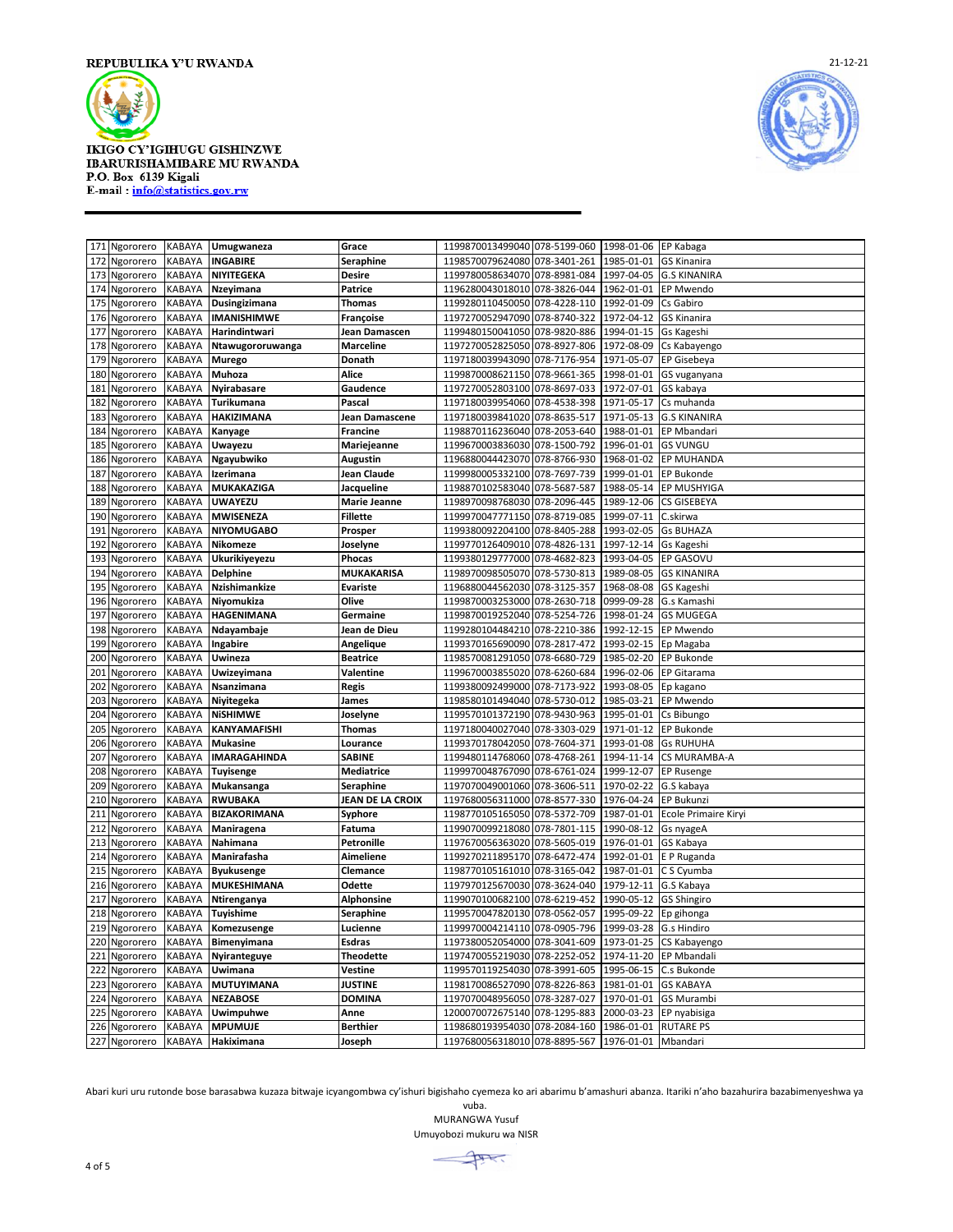REPUBULIKA Y'U RWANDA

IKIGO CY'IGIHUGU GISHINZWE IBARURISHAMIBARE MU RWANDA
P.O. Box 6139 Kigali
E-mail : info@statistics.gov.rw

21-12-21

| 171 | Ngororero | KABAYA | Umugwaneza | Grace | 1199870013499040 | 078-5199-060 | 1998-01-06 | EP Kabaga |
|---|---|---|---|---|---|---|---|---|
| 172 | Ngororero | KABAYA | INGABIRE | Seraphine | 1198570079624080 | 078-3401-261 | 1985-01-01 | GS Kinanira |
| 173 | Ngororero | KABAYA | NIYITEGEKA | Desire | 1199780058634070 | 078-8981-084 | 1997-04-05 | G.S KINANIRA |
| 174 | Ngororero | KABAYA | Nzeyimana | Patrice | 1196280043018010 | 078-3826-044 | 1962-01-01 | EP Mwendo |
| 175 | Ngororero | KABAYA | Dusingizimana | Thomas | 1199280110450050 | 078-4228-110 | 1992-01-09 | Cs Gabiro |
| 176 | Ngororero | KABAYA | IMANISHIMWE | Françoise | 1197270052947090 | 078-8740-322 | 1972-04-12 | GS Kinanira |
| 177 | Ngororero | KABAYA | Harindintwari | Jean Damascen | 1199480150041050 | 078-9820-886 | 1994-01-15 | Gs Kageshi |
| 178 | Ngororero | KABAYA | Ntawugororuwanga | Marceline | 1197270052825050 | 078-8927-806 | 1972-08-09 | Cs Kabayengo |
| 179 | Ngororero | KABAYA | Murego | Donath | 1197180039943090 | 078-7176-954 | 1971-05-07 | EP Gisebeya |
| 180 | Ngororero | KABAYA | Muhoza | Alice | 1199870008621150 | 078-9661-365 | 1998-01-01 | GS vuganyana |
| 181 | Ngororero | KABAYA | Nyirabasare | Gaudence | 1197270052803100 | 078-8697-033 | 1972-07-01 | GS kabaya |
| 182 | Ngororero | KABAYA | Turikumana | Pascal | 1197180039954060 | 078-4538-398 | 1971-05-17 | Cs muhanda |
| 183 | Ngororero | KABAYA | HAKIZIMANA | Jean Damascene | 1197180039841020 | 078-8635-517 | 1971-05-13 | G.S KINANIRA |
| 184 | Ngororero | KABAYA | Kanyage | Francine | 1198870116236040 | 078-2053-640 | 1988-01-01 | EP Mbandari |
| 185 | Ngororero | KABAYA | Uwayezu | Mariejeanne | 1199670003836030 | 078-1500-792 | 1996-01-01 | GS VUNGU |
| 186 | Ngororero | KABAYA | Ngayubwiko | Augustin | 1196880044423070 | 078-8766-930 | 1968-01-02 | EP MUHANDA |
| 187 | Ngororero | KABAYA | Izerimana | Jean Claude | 1199980005332100 | 078-7697-739 | 1999-01-01 | EP Bukonde |
| 188 | Ngororero | KABAYA | MUKAKAZIGA | Jacqueline | 1198870102583040 | 078-5687-587 | 1988-05-14 | EP MUSHYIGA |
| 189 | Ngororero | KABAYA | UWAYEZU | Marie Jeanne | 1198970098768030 | 078-2096-445 | 1989-12-06 | CS GISEBEYA |
| 190 | Ngororero | KABAYA | MWISENEZA | Fillette | 1199970047771150 | 078-8719-085 | 1999-07-11 | C.skirwa |
| 191 | Ngororero | KABAYA | NIYOMUGABO | Prosper | 1199380092204100 | 078-8405-288 | 1993-02-05 | Gs BUHAZA |
| 192 | Ngororero | KABAYA | Nikomeze | Joselyne | 1199770126409010 | 078-4826-131 | 1997-12-14 | Gs Kageshi |
| 193 | Ngororero | KABAYA | Ukurikiyeyezu | Phocas | 1199380129777000 | 078-4682-823 | 1993-04-05 | EP GASOVU |
| 194 | Ngororero | KABAYA | Delphine | MUKAKARISA | 1198970098505070 | 078-5730-813 | 1989-08-05 | GS KINANIRA |
| 195 | Ngororero | KABAYA | Nzishimankize | Evariste | 1196880044562030 | 078-3125-357 | 1968-08-08 | GS Kageshi |
| 196 | Ngororero | KABAYA | Niyomukiza | Olive | 1199870003253000 | 078-2630-718 | 0999-09-28 | G.s Kamashi |
| 197 | Ngororero | KABAYA | HAGENIMANA | Germaine | 1199870019252040 | 078-5254-726 | 1998-01-24 | GS MUGEGA |
| 198 | Ngororero | KABAYA | Ndayambaje | Jean de Dieu | 1199280104484210 | 078-2210-386 | 1992-12-15 | EP Mwendo |
| 199 | Ngororero | KABAYA | Ingabire | Angelique | 1199370165690090 | 078-2817-472 | 1993-02-15 | Ep Magaba |
| 200 | Ngororero | KABAYA | Uwineza | Beatrice | 1198570081291050 | 078-6680-729 | 1985-02-20 | EP Bukonde |
| 201 | Ngororero | KABAYA | Uwizeyimana | Valentine | 1199670003855020 | 078-6260-684 | 1996-02-06 | EP Gitarama |
| 202 | Ngororero | KABAYA | Nsanzimana | Regis | 1199380092499000 | 078-7173-922 | 1993-08-05 | Ep kagano |
| 203 | Ngororero | KABAYA | Niyitegeka | James | 1198580101494040 | 078-5730-012 | 1985-03-21 | EP Mwendo |
| 204 | Ngororero | KABAYA | NiSHIMWE | Joselyne | 1199570101372190 | 078-9430-963 | 1995-01-01 | Cs Bibungo |
| 205 | Ngororero | KABAYA | KANYAMAFISHI | Thomas | 1197180040027040 | 078-3303-029 | 1971-01-12 | EP Bukonde |
| 206 | Ngororero | KABAYA | Mukasine | Lourance | 1199370178042050 | 078-7604-371 | 1993-01-08 | Gs RUHUHA |
| 207 | Ngororero | KABAYA | IMARAGAHINDA | SABINE | 1199480114768060 | 078-4768-261 | 1994-11-14 | CS MURAMBA-A |
| 208 | Ngororero | KABAYA | Tuyisenge | Mediatrice | 1199970048767090 | 078-6761-024 | 1999-12-07 | EP Rusenge |
| 209 | Ngororero | KABAYA | Mukansanga | Seraphine | 1197070049001060 | 078-3606-511 | 1970-02-22 | G.S kabaya |
| 210 | Ngororero | KABAYA | RWUBAKA | JEAN DE LA CROIX | 1197680056311000 | 078-8577-330 | 1976-04-24 | EP Bukunzi |
| 211 | Ngororero | KABAYA | BIZAKORIMANA | Syphore | 1198770105165050 | 078-5372-709 | 1987-01-01 | Ecole Primaire Kiryi |
| 212 | Ngororero | KABAYA | Maniragena | Fatuma | 1199070099218080 | 078-7801-115 | 1990-08-12 | Gs nyageA |
| 213 | Ngororero | KABAYA | Nahimana | Petronille | 1197670056363020 | 078-5605-019 | 1976-01-01 | GS Kabaya |
| 214 | Ngororero | KABAYA | Manirafasha | Aimeliene | 1199270211895170 | 078-6472-474 | 1992-01-01 | E P Ruganda |
| 215 | Ngororero | KABAYA | Byukusenge | Clemance | 1198770105161010 | 078-3165-042 | 1987-01-01 | C S Cyumba |
| 216 | Ngororero | KABAYA | MUKESHIMANA | Odette | 1197970125670030 | 078-3624-040 | 1979-12-11 | G.S Kabaya |
| 217 | Ngororero | KABAYA | Ntirenganya | Alphonsine | 1199070100682100 | 078-6219-452 | 1990-05-12 | GS Shingiro |
| 218 | Ngororero | KABAYA | Tuyishime | Seraphine | 1199570047820130 | 078-0562-057 | 1995-09-22 | Ep gihonga |
| 219 | Ngororero | KABAYA | Komezusenge | Lucienne | 1199970004214110 | 078-0905-796 | 1999-03-28 | G.s Hindiro |
| 220 | Ngororero | KABAYA | Bimenyimana | Esdras | 1197380052054000 | 078-3041-609 | 1973-01-25 | CS Kabayengo |
| 221 | Ngororero | KABAYA | Nyiranteguye | Theodette | 1197470055219030 | 078-2252-052 | 1974-11-20 | EP Mbandali |
| 222 | Ngororero | KABAYA | Uwimana | Vestine | 1199570119254030 | 078-3991-605 | 1995-06-15 | C.s Bukonde |
| 223 | Ngororero | KABAYA | MUTUYIMANA | JUSTINE | 1198170086527090 | 078-8226-863 | 1981-01-01 | GS KABAYA |
| 224 | Ngororero | KABAYA | NEZABOSE | DOMINA | 1197070048956050 | 078-3287-027 | 1970-01-01 | GS Murambi |
| 225 | Ngororero | KABAYA | Uwimpuhwe | Anne | 1200070072675140 | 078-1295-883 | 2000-03-23 | EP nyabisiga |
| 226 | Ngororero | KABAYA | MPUMUJE | Berthier | 1198680193954030 | 078-2084-160 | 1986-01-01 | RUTARE PS |
| 227 | Ngororero | KABAYA | Hakiximana | Joseph | 1197680056318010 | 078-8895-567 | 1976-01-01 | Mbandari |

Abari kuri uru rutonde bose barasabwa kuzaza bitwaje icyangombwa cy'ishuri bigishaho cyemeza ko ari abarimu b'amashuri abanza. Itariki n'aho bazahurira bazabimenyeshwa ya vuba.

MURANGWA Yusuf

Umuyobozi mukuru wa NISR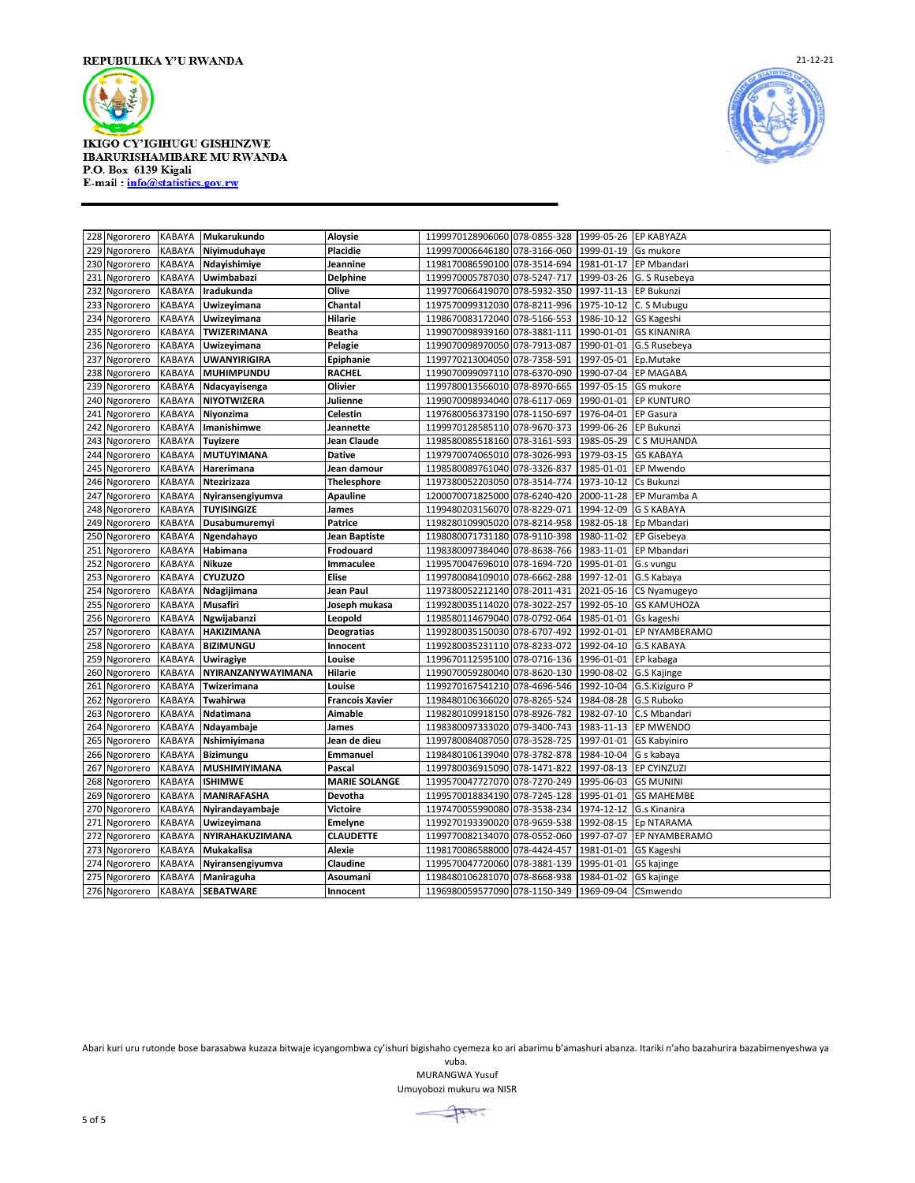REPUBULIKA Y'U RWANDA

IKIGO CY'IGIHUGU GISHINZWE IBARURISHAMIBARE MU RWANDA
P.O. Box 6139 Kigali
E-mail : info@statistics.gov.rw

21-12-21

| | | | | | | | | |
|---|---|---|---|---|---|---|---|---|
| 228 | Ngororero | KABAYA | Mukarukundo | Aloysie | 1199970128906060 | 078-0855-328 | 1999-05-26 | EP KABYAZA |
| 229 | Ngororero | KABAYA | Niyimuduhaye | Placidie | 1199970006646180 | 078-3166-060 | 1999-01-19 | Gs mukore |
| 230 | Ngororero | KABAYA | Ndayishimiye | Jeannine | 1198170086590100 | 078-3514-694 | 1981-01-17 | EP Mbandari |
| 231 | Ngororero | KABAYA | Uwimbabazi | Delphine | 1199970005787030 | 078-5247-717 | 1999-03-26 | G. S Rusebeya |
| 232 | Ngororero | KABAYA | Iradukunda | Olive | 1199770066419070 | 078-5932-350 | 1997-11-13 | EP Bukunzi |
| 233 | Ngororero | KABAYA | Uwizeyimana | Chantal | 1197570099312030 | 078-8211-996 | 1975-10-12 | C. S Mubugu |
| 234 | Ngororero | KABAYA | Uwizeyimana | Hilarie | 1198670083172040 | 078-5166-553 | 1986-10-12 | GS Kageshi |
| 235 | Ngororero | KABAYA | TWIZERIMANA | Beatha | 1199070098939160 | 078-3881-111 | 1990-01-01 | GS KINANIRA |
| 236 | Ngororero | KABAYA | Uwizeyimana | Pelagie | 1199070098970050 | 078-7913-087 | 1990-01-01 | G.S Rusebeya |
| 237 | Ngororero | KABAYA | UWANYIRIGIRA | Epiphanie | 1199770213004050 | 078-7358-591 | 1997-05-01 | Ep.Mutake |
| 238 | Ngororero | KABAYA | MUHIMPUNDU | RACHEL | 1199070099097110 | 078-6370-090 | 1990-07-04 | EP MAGABA |
| 239 | Ngororero | KABAYA | Ndacyayisenga | Olivier | 1199780013566010 | 078-8970-665 | 1997-05-15 | GS mukore |
| 240 | Ngororero | KABAYA | NIYOTWIZERA | Julienne | 1199070098934040 | 078-6117-069 | 1990-01-01 | EP KUNTURO |
| 241 | Ngororero | KABAYA | Niyonzima | Celestin | 1197680056373190 | 078-1150-697 | 1976-04-01 | EP Gasura |
| 242 | Ngororero | KABAYA | Imanishimwe | Jeannette | 1199970128585110 | 078-9670-373 | 1999-06-26 | EP Bukunzi |
| 243 | Ngororero | KABAYA | Tuyizere | Jean Claude | 1198580085518160 | 078-3161-593 | 1985-05-29 | C S MUHANDA |
| 244 | Ngororero | KABAYA | MUTUYIMANA | Dative | 1197970074065010 | 078-3026-993 | 1979-03-15 | GS KABAYA |
| 245 | Ngororero | KABAYA | Harerimana | Jean damour | 1198580089761040 | 078-3326-837 | 1985-01-01 | EP Mwendo |
| 246 | Ngororero | KABAYA | Ntezirizaza | Thelesphore | 1197380052203050 | 078-3514-774 | 1973-10-12 | Cs Bukunzi |
| 247 | Ngororero | KABAYA | Nyiransengiyumva | Apauline | 1200070071825000 | 078-6240-420 | 2000-11-28 | EP Muramba A |
| 248 | Ngororero | KABAYA | TUYISINGIZE | James | 1199480203156070 | 078-8229-071 | 1994-12-09 | G S KABAYA |
| 249 | Ngororero | KABAYA | Dusabumuremyi | Patrice | 1198280109905020 | 078-8214-958 | 1982-05-18 | Ep Mbandari |
| 250 | Ngororero | KABAYA | Ngendahayo | Jean Baptiste | 1198080071731180 | 078-9110-398 | 1980-11-02 | EP Gisebeya |
| 251 | Ngororero | KABAYA | Habimana | Frodouard | 1198380097384040 | 078-8638-766 | 1983-11-01 | EP Mbandari |
| 252 | Ngororero | KABAYA | Nikuze | Immaculee | 1199570047696010 | 078-1694-720 | 1995-01-01 | G.s vungu |
| 253 | Ngororero | KABAYA | CYUZUZO | Elise | 1199780084109010 | 078-6662-288 | 1997-12-01 | G.S Kabaya |
| 254 | Ngororero | KABAYA | Ndagijimana | Jean Paul | 1197380052212140 | 078-2011-431 | 2021-05-16 | CS Nyamugeyo |
| 255 | Ngororero | KABAYA | Musafiri | Joseph mukasa | 1199280035114020 | 078-3022-257 | 1992-05-10 | GS KAMUHOZA |
| 256 | Ngororero | KABAYA | Ngwijabanzi | Leopold | 1198580114679040 | 078-0792-064 | 1985-01-01 | Gs kageshi |
| 257 | Ngororero | KABAYA | HAKIZIMANA | Deogratias | 1199280035150030 | 078-6707-492 | 1992-01-01 | EP NYAMBERAMO |
| 258 | Ngororero | KABAYA | BIZIMUNGU | Innocent | 1199280035231110 | 078-8233-072 | 1992-04-10 | G.S KABAYA |
| 259 | Ngororero | KABAYA | Uwiragiye | Louise | 1199670112595100 | 078-0716-136 | 1996-01-01 | EP kabaga |
| 260 | Ngororero | KABAYA | NYIRANZANYWAYIMANA | Hilarie | 1199070059280040 | 078-8620-130 | 1990-08-02 | G.S Kajinge |
| 261 | Ngororero | KABAYA | Twizerimana | Louise | 1199270167541210 | 078-4696-546 | 1992-10-04 | G.S.Kiziguro P |
| 262 | Ngororero | KABAYA | Twahirwa | Francois Xavier | 1198480106366020 | 078-8265-524 | 1984-08-28 | G.S Ruboko |
| 263 | Ngororero | KABAYA | Ndatimana | Aimable | 1198280109918150 | 078-8926-782 | 1982-07-10 | C.S Mbandari |
| 264 | Ngororero | KABAYA | Ndayambaje | James | 1198380097333020 | 079-3400-743 | 1983-11-13 | EP MWENDO |
| 265 | Ngororero | KABAYA | Nshimiyimana | Jean de dieu | 1199780084087050 | 078-3528-725 | 1997-01-01 | GS Kabyiniro |
| 266 | Ngororero | KABAYA | Bizimungu | Emmanuel | 1198480106139040 | 078-3782-878 | 1984-10-04 | G s kabaya |
| 267 | Ngororero | KABAYA | MUSHIMIYIMANA | Pascal | 1199780036915090 | 078-1471-822 | 1997-08-13 | EP CYINZUZI |
| 268 | Ngororero | KABAYA | ISHIMWE | MARIE SOLANGE | 1199570047727070 | 078-7270-249 | 1995-06-03 | GS MUNINI |
| 269 | Ngororero | KABAYA | MANIRAFASHA | Devotha | 1199570018834190 | 078-7245-128 | 1995-01-01 | GS MAHEMBE |
| 270 | Ngororero | KABAYA | Nyirandayambaje | Victoire | 1197470055990080 | 078-3538-234 | 1974-12-12 | G.s Kinanira |
| 271 | Ngororero | KABAYA | Uwizeyimana | Emelyne | 1199270193390020 | 078-9659-538 | 1992-08-15 | Ep NTARAMA |
| 272 | Ngororero | KABAYA | NYIRAHAKUZIMANA | CLAUDETTE | 1199770082134070 | 078-0552-060 | 1997-07-07 | EP NYAMBERAMO |
| 273 | Ngororero | KABAYA | Mukakalisa | Alexie | 1198170086588000 | 078-4424-457 | 1981-01-01 | GS Kageshi |
| 274 | Ngororero | KABAYA | Nyiransengiyumva | Claudine | 1199570047720060 | 078-3881-139 | 1995-01-01 | GS kajinge |
| 275 | Ngororero | KABAYA | Maniraguha | Asoumani | 1198480106281070 | 078-8668-938 | 1984-01-02 | GS kajinge |
| 276 | Ngororero | KABAYA | SEBATWARE | Innocent | 1196980059577090 | 078-1150-349 | 1969-09-04 | CSmwendo |

Abari kuri uru rutonde bose barasabwa kuzaza bitwaje icyangombwa cy'ishuri bigishaho cyemeza ko ari abarimu b'amashuri abanza. Itariki n'aho bazahurira bazabimenyeshwa ya vuba.

MURANGWA Yusuf
Umuyobozi mukuru wa NISR